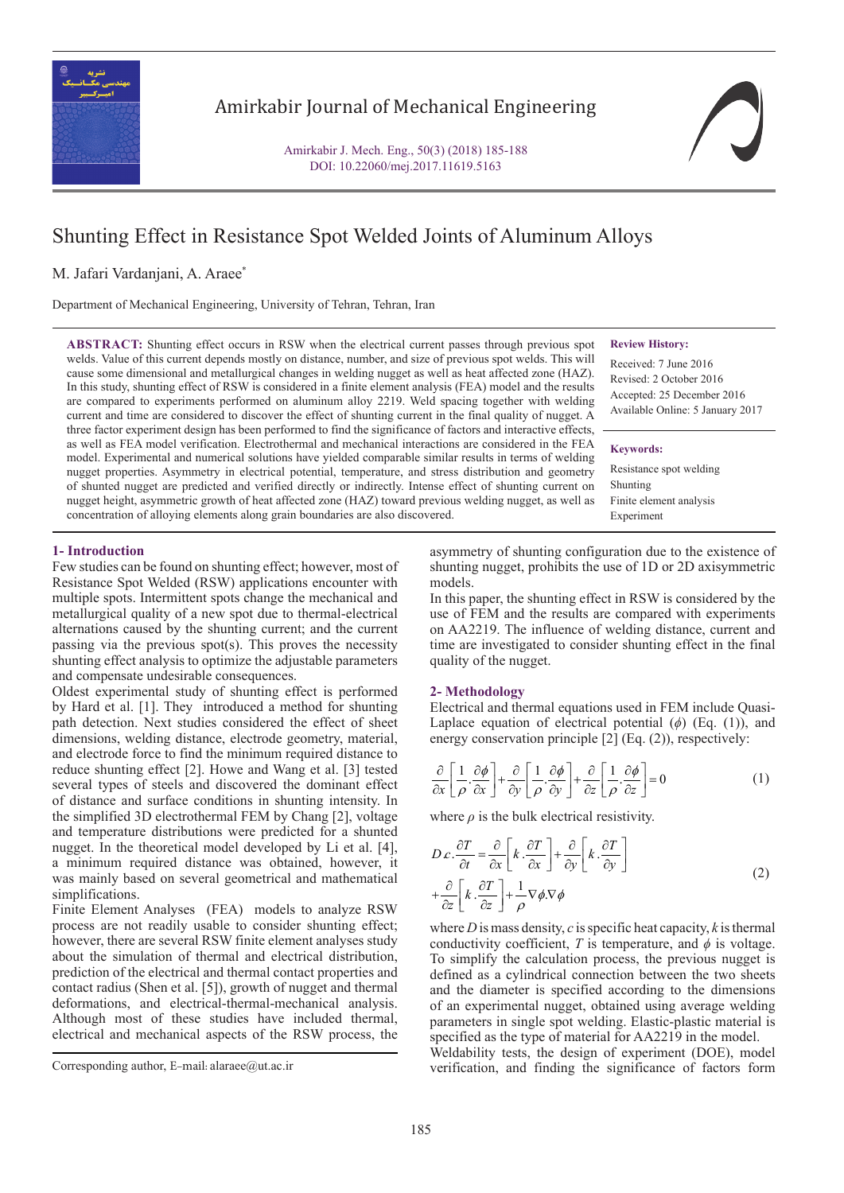# Shunting Effect in Resistance Spot Welded Joints of Aluminum Alloys

M. Jafari Vardanjani, A. Araee*

Department of Mechanical Engineering, University of Tehran, Tehran, Iran

**ABSTRACT:** Shunting effect occurs in RSW when the electrical current passes through previous spot welds. Value of this current depends mostly on distance, number, and size of previous spot welds. This will cause some dimensional and metallurgical changes in welding nugget as well as heat affected zone (HAZ). In this study, shunting effect of RSW is considered in a finite element analysis (FEA) model and the results are compared to experiments performed on aluminum alloy 2219. Weld spacing together with welding current and time are considered to discover the effect of shunting current in the final quality of nugget. A three factor experiment design has been performed to find the significance of factors and interactive effects, as well as FEA model verification. Electrothermal and mechanical interactions are considered in the FEA model. Experimental and numerical solutions have yielded comparable similar results in terms of welding nugget properties. Asymmetry in electrical potential, temperature, and stress distribution and geometry of shunted nugget are predicted and verified directly or indirectly. Intense effect of shunting current on nugget height, asymmetric growth of heat affected zone (HAZ) toward previous welding nugget, as well as concentration of alloying elements along grain boundaries are also discovered.

**Review History:**

Received: 7 June 2016
Revised: 2 October 2016
Accepted: 25 December 2016
Available Online: 5 January 2017

**Keywords:**

Resistance spot welding
Shunting
Finite element analysis
Experiment

## 1- Introduction

Few studies can be found on shunting effect; however, most of Resistance Spot Welded (RSW) applications encounter with multiple spots. Intermittent spots change the mechanical and metallurgical quality of a new spot due to thermal-electrical alternations caused by the shunting current; and the current passing via the previous spot(s). This proves the necessity shunting effect analysis to optimize the adjustable parameters and compensate undesirable consequences.

Oldest experimental study of shunting effect is performed by Hard et al. [1]. They introduced a method for shunting path detection. Next studies considered the effect of sheet dimensions, welding distance, electrode geometry, material, and electrode force to find the minimum required distance to reduce shunting effect [2]. Howe and Wang et al. [3] tested several types of steels and discovered the dominant effect of distance and surface conditions in shunting intensity. In the simplified 3D electrothermal FEM by Chang [2], voltage and temperature distributions were predicted for a shunted nugget. In the theoretical model developed by Li et al. [4], a minimum required distance was obtained, however, it was mainly based on several geometrical and mathematical simplifications.

Finite Element Analyses (FEA) models to analyze RSW process are not readily usable to consider shunting effect; however, there are several RSW finite element analyses study about the simulation of thermal and electrical distribution, prediction of the electrical and thermal contact properties and contact radius (Shen et al. [5]), growth of nugget and thermal deformations, and electrical-thermal-mechanical analysis. Although most of these studies have included thermal, electrical and mechanical aspects of the RSW process, the asymmetry of shunting configuration due to the existence of shunting nugget, prohibits the use of 1D or 2D axisymmetric models.

In this paper, the shunting effect in RSW is considered by the use of FEM and the results are compared with experiments on AA2219. The influence of welding distance, current and time are investigated to consider shunting effect in the final quality of the nugget.

## 2- Methodology

Electrical and thermal equations used in FEM include Quasi-Laplace equation of electrical potential ($\phi$) (Eq. (1)), and energy conservation principle [2] (Eq. (2)), respectively:

$$\frac{\partial}{\partial x}\left[\frac{1}{\rho}.\frac{\partial \phi}{\partial x}\right]+\frac{\partial}{\partial y}\left[\frac{1}{\rho}.\frac{\partial \phi}{\partial y}\right]+\frac{\partial}{\partial z}\left[\frac{1}{\rho}.\frac{\partial \phi}{\partial z}\right]=0 \tag{1}$$

where $\rho$ is the bulk electrical resistivity.

$$D\,c.\frac{\partial T}{\partial t}=\frac{\partial}{\partial x}\left[k.\frac{\partial T}{\partial x}\right]+\frac{\partial}{\partial y}\left[k.\frac{\partial T}{\partial y}\right]+\frac{\partial}{\partial z}\left[k.\frac{\partial T}{\partial z}\right]+\frac{1}{\rho}\nabla\phi.\nabla\phi \tag{2}$$

where $D$ is mass density, $c$ is specific heat capacity, $k$ is thermal conductivity coefficient, $T$ is temperature, and $\phi$ is voltage. To simplify the calculation process, the previous nugget is defined as a cylindrical connection between the two sheets and the diameter is specified according to the dimensions of an experimental nugget, obtained using average welding parameters in single spot welding. Elastic-plastic material is specified as the type of material for AA2219 in the model.

Weldability tests, the design of experiment (DOE), model verification, and finding the significance of factors form

Corresponding author, E-mail: alaraee@ut.ac.ir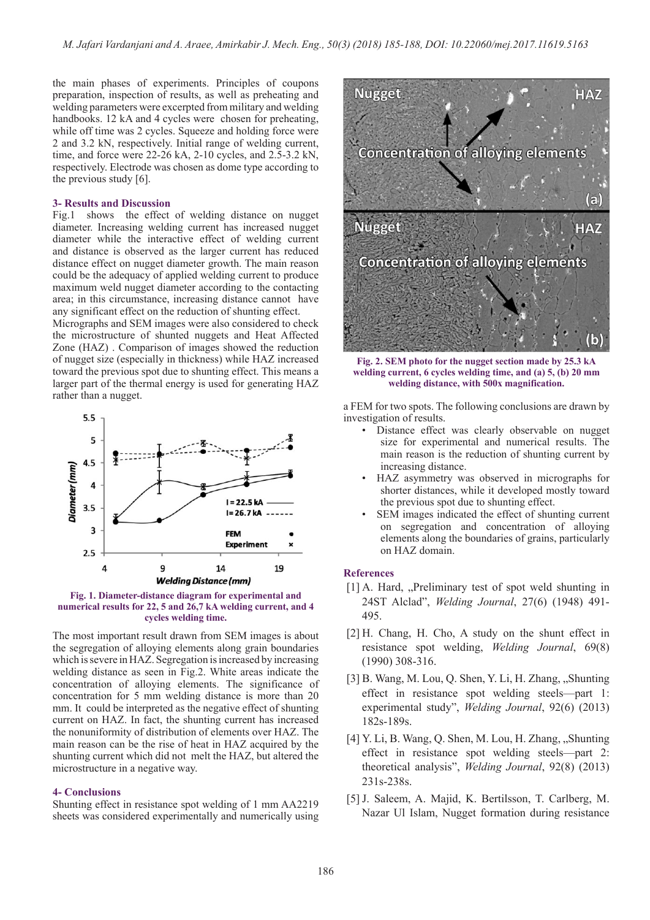the main phases of experiments. Principles of coupons preparation, inspection of results, as well as preheating and welding parameters were excerpted from military and welding handbooks. 12 kA and 4 cycles were chosen for preheating, while off time was 2 cycles. Squeeze and holding force were 2 and 3.2 kN, respectively. Initial range of welding current, time, and force were 22-26 kA, 2-10 cycles, and 2.5-3.2 kN, respectively. Electrode was chosen as dome type according to the previous study [6].

## 3- Results and Discussion

Fig.1 shows the effect of welding distance on nugget diameter. Increasing welding current has increased nugget diameter while the interactive effect of welding current and distance is observed as the larger current has reduced distance effect on nugget diameter growth. The main reason could be the adequacy of applied welding current to produce maximum weld nugget diameter according to the contacting area; in this circumstance, increasing distance cannot have any significant effect on the reduction of shunting effect.

Micrographs and SEM images were also considered to check the microstructure of shunted nuggets and Heat Affected Zone (HAZ) . Comparison of images showed the reduction of nugget size (especially in thickness) while HAZ increased toward the previous spot due to shunting effect. This means a larger part of the thermal energy is used for generating HAZ rather than a nugget.

**Fig. 1. Diameter-distance diagram for experimental and numerical results for 22, 5 and 26,7 kA welding current, and 4 cycles welding time.**

The most important result drawn from SEM images is about the segregation of alloying elements along grain boundaries which is severe in HAZ. Segregation is increased by increasing welding distance as seen in Fig.2. White areas indicate the concentration of alloying elements. The significance of concentration for 5 mm welding distance is more than 20 mm. It could be interpreted as the negative effect of shunting current on HAZ. In fact, the shunting current has increased the nonuniformity of distribution of elements over HAZ. The main reason can be the rise of heat in HAZ acquired by the shunting current which did not melt the HAZ, but altered the microstructure in a negative way.

## 4- Conclusions

Shunting effect in resistance spot welding of 1 mm AA2219 sheets was considered experimentally and numerically using a FEM for two spots. The following conclusions are drawn by investigation of results.

- Distance effect was clearly observable on nugget size for experimental and numerical results. The main reason is the reduction of shunting current by increasing distance.
- HAZ asymmetry was observed in micrographs for shorter distances, while it developed mostly toward the previous spot due to shunting effect.
- SEM images indicated the effect of shunting current on segregation and concentration of alloying elements along the boundaries of grains, particularly on HAZ domain.

**Fig. 2. SEM photo for the nugget section made by 25.3 kA welding current, 6 cycles welding time, and (a) 5, (b) 20 mm welding distance, with 500x magnification.**

## References

[1] A. Hard, „Preliminary test of spot weld shunting in 24ST Alclad", *Welding Journal*, 27(6) (1948) 491-495.

[2] H. Chang, H. Cho, A study on the shunt effect in resistance spot welding, *Welding Journal*, 69(8) (1990) 308-316.

[3] B. Wang, M. Lou, Q. Shen, Y. Li, H. Zhang, „Shunting effect in resistance spot welding steels—part 1: experimental study", *Welding Journal*, 92(6) (2013) 182s-189s.

[4] Y. Li, B. Wang, Q. Shen, M. Lou, H. Zhang, „Shunting effect in resistance spot welding steels—part 2: theoretical analysis", *Welding Journal*, 92(8) (2013) 231s-238s.

[5] J. Saleem, A. Majid, K. Bertilsson, T. Carlberg, M. Nazar Ul Islam, Nugget formation during resistance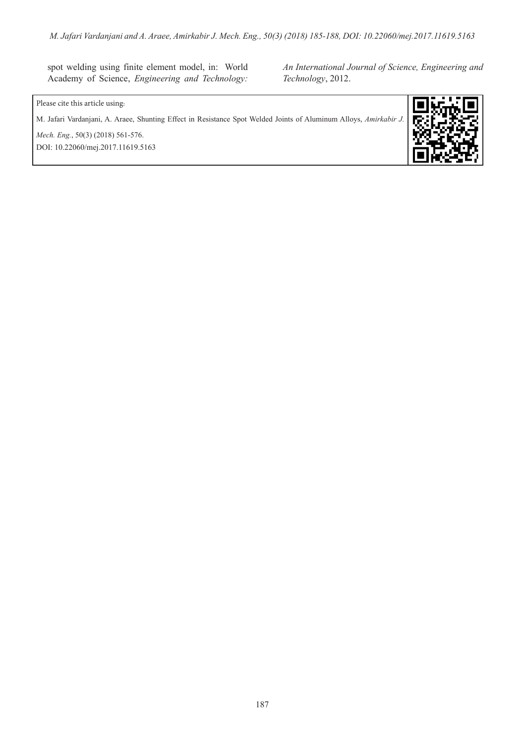spot welding using finite element model, in: World Academy of Science, *Engineering and Technology: An International Journal of Science, Engineering and Technology*, 2012.

Please cite this article using:

M. Jafari Vardanjani, A. Araee, Shunting Effect in Resistance Spot Welded Joints of Aluminum Alloys, *Amirkabir J. Mech. Eng.*, 50(3) (2018) 561-576.

DOI: 10.22060/mej.2017.11619.5163